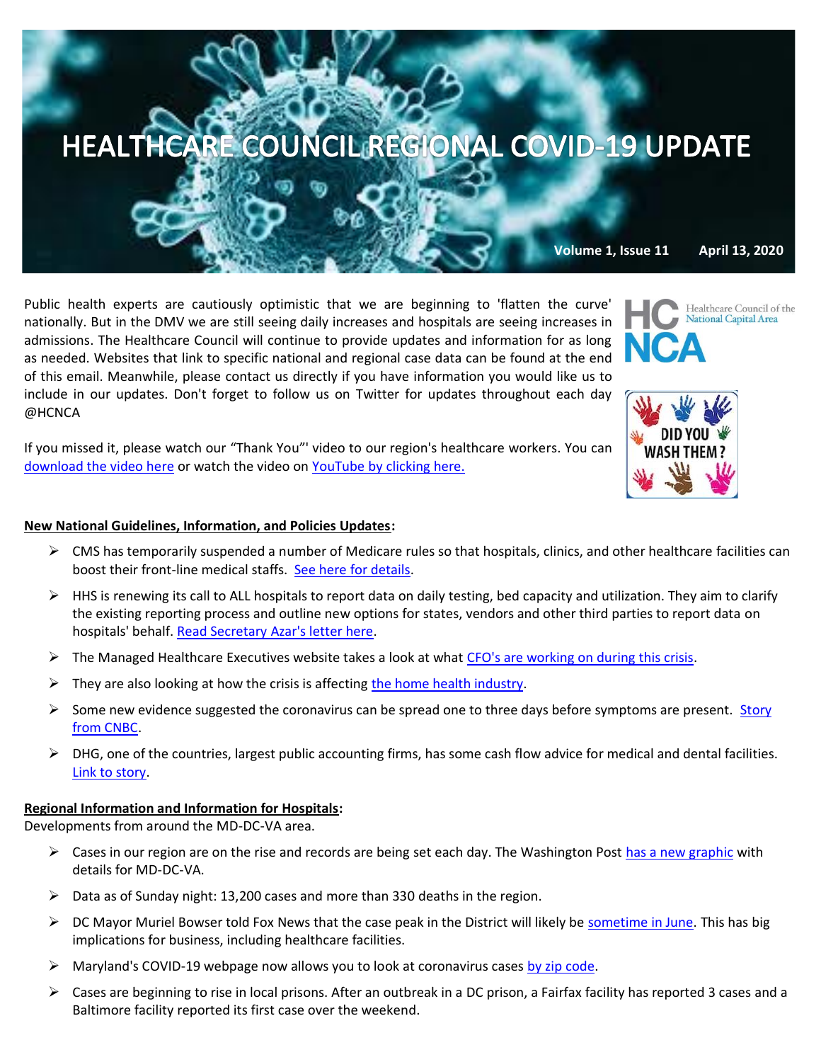# HEALTHCARE COUNCIL REGIONAL COVID-19 UPDATE

**Volume 1, Issue 11 April 13, 2020**

Public health experts are cautiously optimistic that we are beginning to 'flatten the curve' nationally. But in the DMV we are still seeing daily increases and hospitals are seeing increases in admissions. The Healthcare Council will continue to provide updates and information for as long as needed. Websites that link to specific national and regional case data can be found at the end of this email. Meanwhile, please contact us directly if you have information you would like us to include in our updates. Don't forget to follow us on Twitter for updates throughout each day @HCNCA

If you missed it, please watch our "Thank You"' video to our region's healthcare workers. You can download the video here or watch the video on YouTube by clicking here.

**New National Guidelines, Information, and Policies Updates:**

- CMS has temporarily suspended a number of Medicare rules so that hospitals, clinics, and other healthcare facilities can boost their front-line medical staffs. See here for details.
- HHS is renewing its call to ALL hospitals to report data on daily testing, bed capacity and utilization. They aim to clarify the existing reporting process and outline new options for states, vendors and other third parties to report data on hospitals' behalf. Read Secretary Azar's letter here.
- The Managed Healthcare Executives website takes a look at what CFO's are working on during this crisis.
- They are also looking at how the crisis is affecting the home health industry.
- Some new evidence suggested the coronavirus can be spread one to three days before symptoms are present. Story from CNBC.
- DHG, one of the countries, largest public accounting firms, has some cash flow advice for medical and dental facilities. Link to story.

**Regional Information and Information for Hospitals:**

Developments from around the MD-DC-VA area.

- Cases in our region are on the rise and records are being set each day. The Washington Post has a new graphic with details for MD-DC-VA.
- Data as of Sunday night: 13,200 cases and more than 330 deaths in the region.
- DC Mayor Muriel Bowser told Fox News that the case peak in the District will likely be sometime in June. This has big implications for business, including healthcare facilities.
- Maryland's COVID-19 webpage now allows you to look at coronavirus cases by zip code.
- Cases are beginning to rise in local prisons. After an outbreak in a DC prison, a Fairfax facility has reported 3 cases and a Baltimore facility reported its first case over the weekend.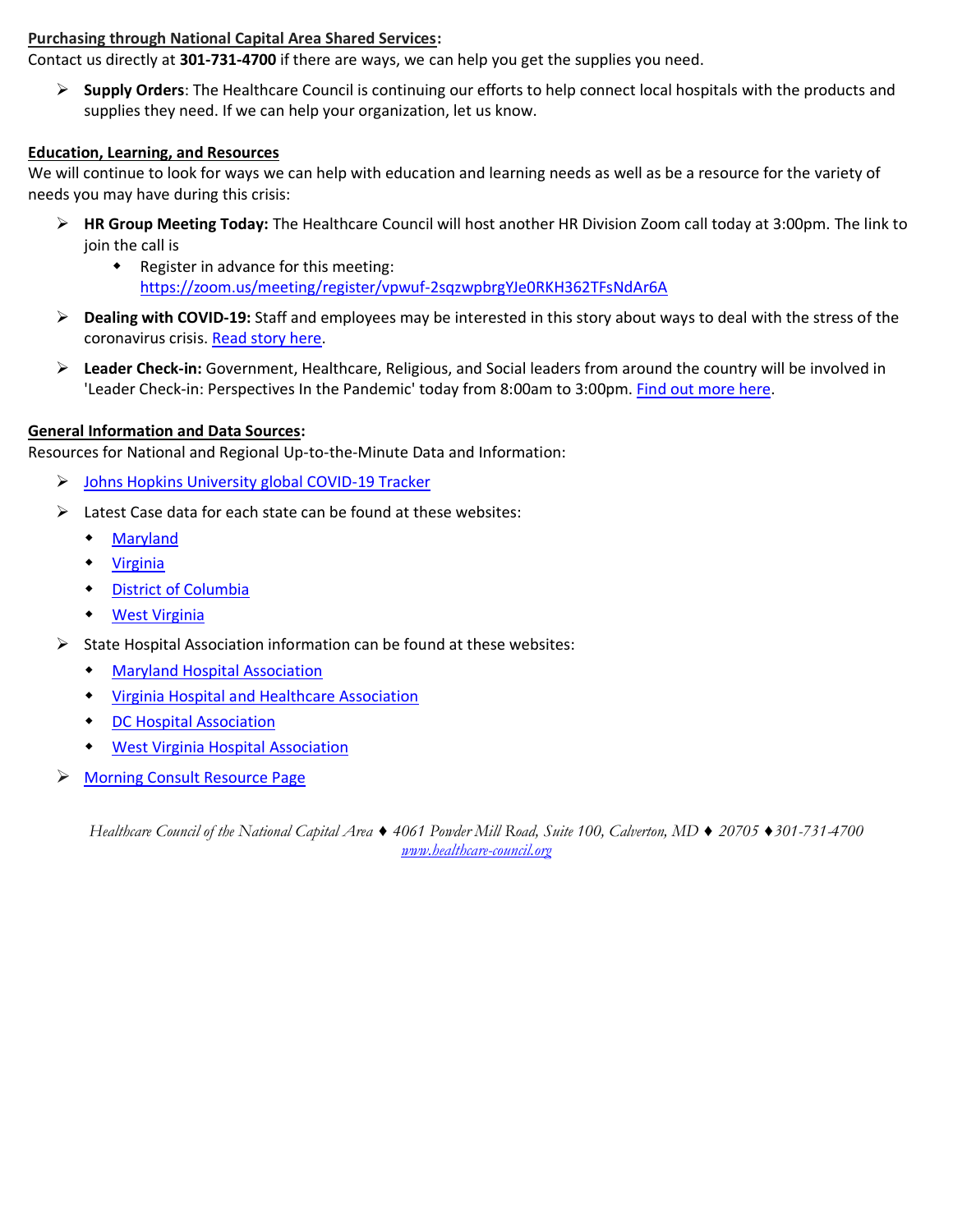**Purchasing through National Capital Area Shared Services:**
Contact us directly at **301-731-4700** if there are ways, we can help you get the supplies you need.

- **Supply Orders**: The Healthcare Council is continuing our efforts to help connect local hospitals with the products and supplies they need. If we can help your organization, let us know.

**Education, Learning, and Resources**
We will continue to look for ways we can help with education and learning needs as well as be a resource for the variety of needs you may have during this crisis:

- **HR Group Meeting Today:** The Healthcare Council will host another HR Division Zoom call today at 3:00pm. The link to join the call is
  - Register in advance for this meeting: https://zoom.us/meeting/register/vpwuf-2sqzwpbrgYJe0RKH362TFsNdAr6A
- **Dealing with COVID-19:** Staff and employees may be interested in this story about ways to deal with the stress of the coronavirus crisis. Read story here.
- **Leader Check-in:** Government, Healthcare, Religious, and Social leaders from around the country will be involved in 'Leader Check-in: Perspectives In the Pandemic' today from 8:00am to 3:00pm. Find out more here.

**General Information and Data Sources:**
Resources for National and Regional Up-to-the-Minute Data and Information:

- Johns Hopkins University global COVID-19 Tracker
- Latest Case data for each state can be found at these websites:
  - Maryland
  - Virginia
  - District of Columbia
  - West Virginia
- State Hospital Association information can be found at these websites:
  - Maryland Hospital Association
  - Virginia Hospital and Healthcare Association
  - DC Hospital Association
  - West Virginia Hospital Association
- Morning Consult Resource Page

*Healthcare Council of the National Capital Area ♦ 4061 Powder Mill Road, Suite 100, Calverton, MD ♦ 20705 ♦301-731-4700*
*www.healthcare-council.org*